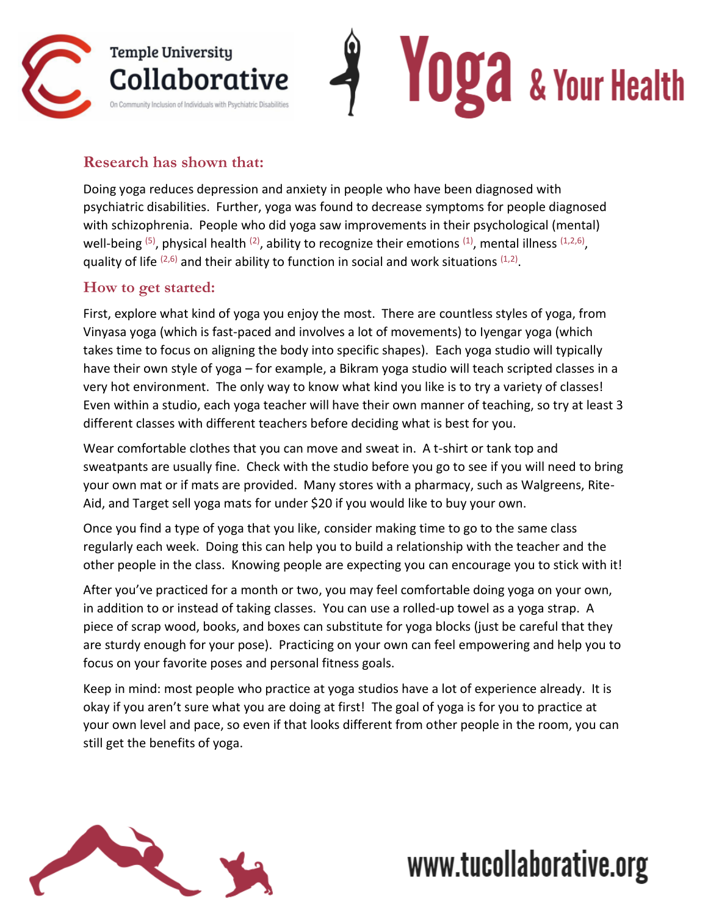Temple University Collaborative

On Community Inclusion of Individuals with Psychiatric Disabilities

# Yoga & Your Health

## Research has shown that:

Doing yoga reduces depression and anxiety in people who have been diagnosed with psychiatric disabilities. Further, yoga was found to decrease symptoms for people diagnosed with schizophrenia. People who did yoga saw improvements in their psychological (mental) well-being [5], physical health [2], ability to recognize their emotions [1], mental illness [1,2,6], quality of life [2,6] and their ability to function in social and work situations [1,2].

## How to get started:

First, explore what kind of yoga you enjoy the most. There are countless styles of yoga, from Vinyasa yoga (which is fast-paced and involves a lot of movements) to Iyengar yoga (which takes time to focus on aligning the body into specific shapes). Each yoga studio will typically have their own style of yoga – for example, a Bikram yoga studio will teach scripted classes in a very hot environment. The only way to know what kind you like is to try a variety of classes! Even within a studio, each yoga teacher will have their own manner of teaching, so try at least 3 different classes with different teachers before deciding what is best for you.

Wear comfortable clothes that you can move and sweat in. A t-shirt or tank top and sweatpants are usually fine. Check with the studio before you go to see if you will need to bring your own mat or if mats are provided. Many stores with a pharmacy, such as Walgreens, Rite-Aid, and Target sell yoga mats for under $20 if you would like to buy your own.

Once you find a type of yoga that you like, consider making time to go to the same class regularly each week. Doing this can help you to build a relationship with the teacher and the other people in the class. Knowing people are expecting you can encourage you to stick with it!

After you've practiced for a month or two, you may feel comfortable doing yoga on your own, in addition to or instead of taking classes. You can use a rolled-up towel as a yoga strap. A piece of scrap wood, books, and boxes can substitute for yoga blocks (just be careful that they are sturdy enough for your pose). Practicing on your own can feel empowering and help you to focus on your favorite poses and personal fitness goals.

Keep in mind: most people who practice at yoga studios have a lot of experience already. It is okay if you aren't sure what you are doing at first! The goal of yoga is for you to practice at your own level and pace, so even if that looks different from other people in the room, you can still get the benefits of yoga.

www.tucollaborative.org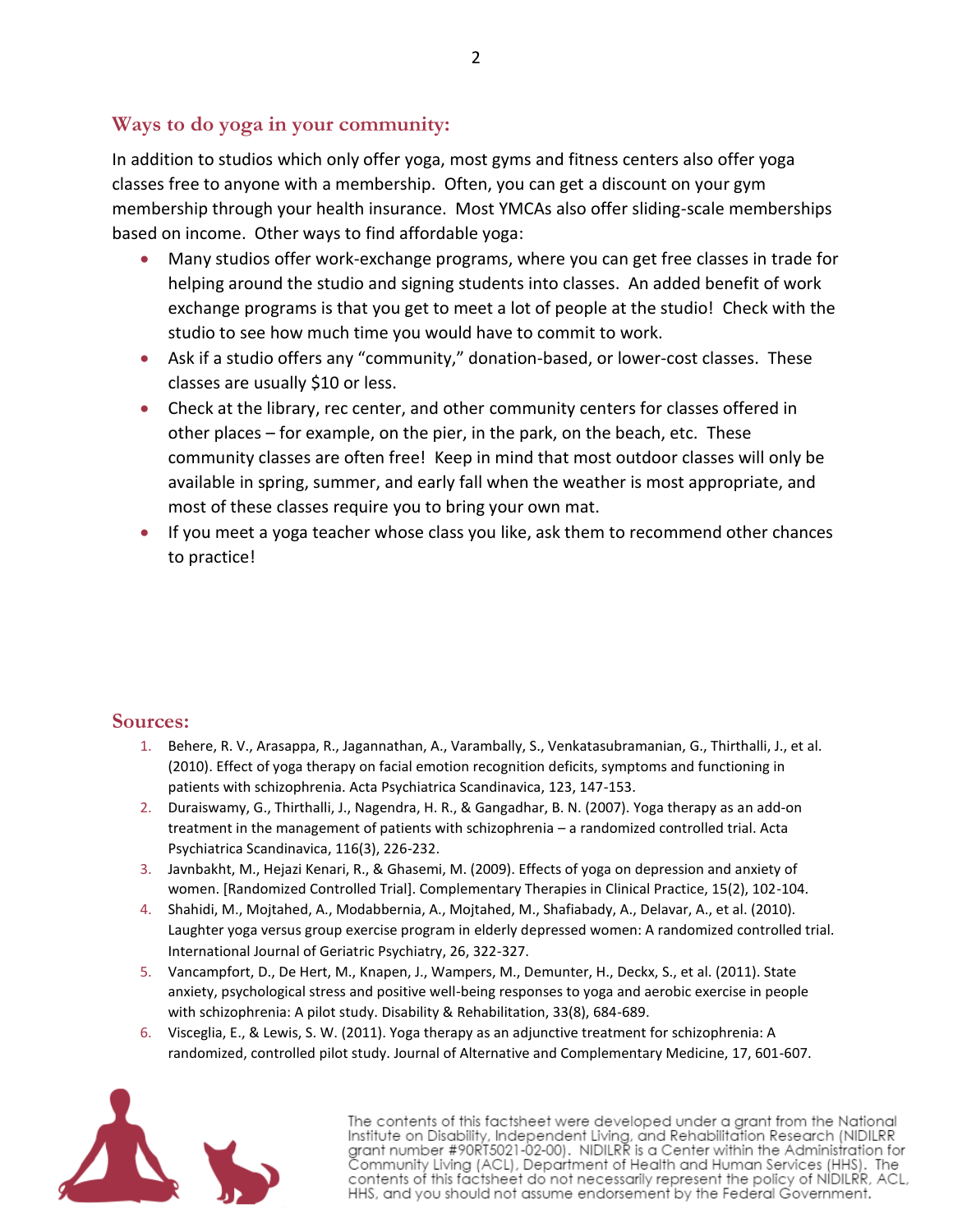## Ways to do yoga in your community:

In addition to studios which only offer yoga, most gyms and fitness centers also offer yoga classes free to anyone with a membership. Often, you can get a discount on your gym membership through your health insurance. Most YMCAs also offer sliding-scale memberships based on income. Other ways to find affordable yoga:

- Many studios offer work-exchange programs, where you can get free classes in trade for helping around the studio and signing students into classes. An added benefit of work exchange programs is that you get to meet a lot of people at the studio! Check with the studio to see how much time you would have to commit to work.
- Ask if a studio offers any "community," donation-based, or lower-cost classes. These classes are usually $10 or less.
- Check at the library, rec center, and other community centers for classes offered in other places – for example, on the pier, in the park, on the beach, etc. These community classes are often free! Keep in mind that most outdoor classes will only be available in spring, summer, and early fall when the weather is most appropriate, and most of these classes require you to bring your own mat.
- If you meet a yoga teacher whose class you like, ask them to recommend other chances to practice!

## Sources:

1. Behere, R. V., Arasappa, R., Jagannathan, A., Varambally, S., Venkatasubramanian, G., Thirthalli, J., et al. (2010). Effect of yoga therapy on facial emotion recognition deficits, symptoms and functioning in patients with schizophrenia. Acta Psychiatrica Scandinavica, 123, 147-153.
2. Duraiswamy, G., Thirthalli, J., Nagendra, H. R., & Gangadhar, B. N. (2007). Yoga therapy as an add-on treatment in the management of patients with schizophrenia – a randomized controlled trial. Acta Psychiatrica Scandinavica, 116(3), 226-232.
3. Javnbakht, M., Hejazi Kenari, R., & Ghasemi, M. (2009). Effects of yoga on depression and anxiety of women. [Randomized Controlled Trial]. Complementary Therapies in Clinical Practice, 15(2), 102-104.
4. Shahidi, M., Mojtahed, A., Modabbernia, A., Mojtahed, M., Shafiabady, A., Delavar, A., et al. (2010). Laughter yoga versus group exercise program in elderly depressed women: A randomized controlled trial. International Journal of Geriatric Psychiatry, 26, 322-327.
5. Vancampfort, D., De Hert, M., Knapen, J., Wampers, M., Demunter, H., Deckx, S., et al. (2011). State anxiety, psychological stress and positive well-being responses to yoga and aerobic exercise in people with schizophrenia: A pilot study. Disability & Rehabilitation, 33(8), 684-689.
6. Visceglia, E., & Lewis, S. W. (2011). Yoga therapy as an adjunctive treatment for schizophrenia: A randomized, controlled pilot study. Journal of Alternative and Complementary Medicine, 17, 601-607.

The contents of this factsheet were developed under a grant from the National Institute on Disability, Independent Living, and Rehabilitation Research (NIDILRR grant number #90RT5021-02-00). NIDILRR is a Center within the Administration for Community Living (ACL), Department of Health and Human Services (HHS). The contents of this factsheet do not necessarily represent the policy of NIDILRR, ACL, HHS, and you should not assume endorsement by the Federal Government.